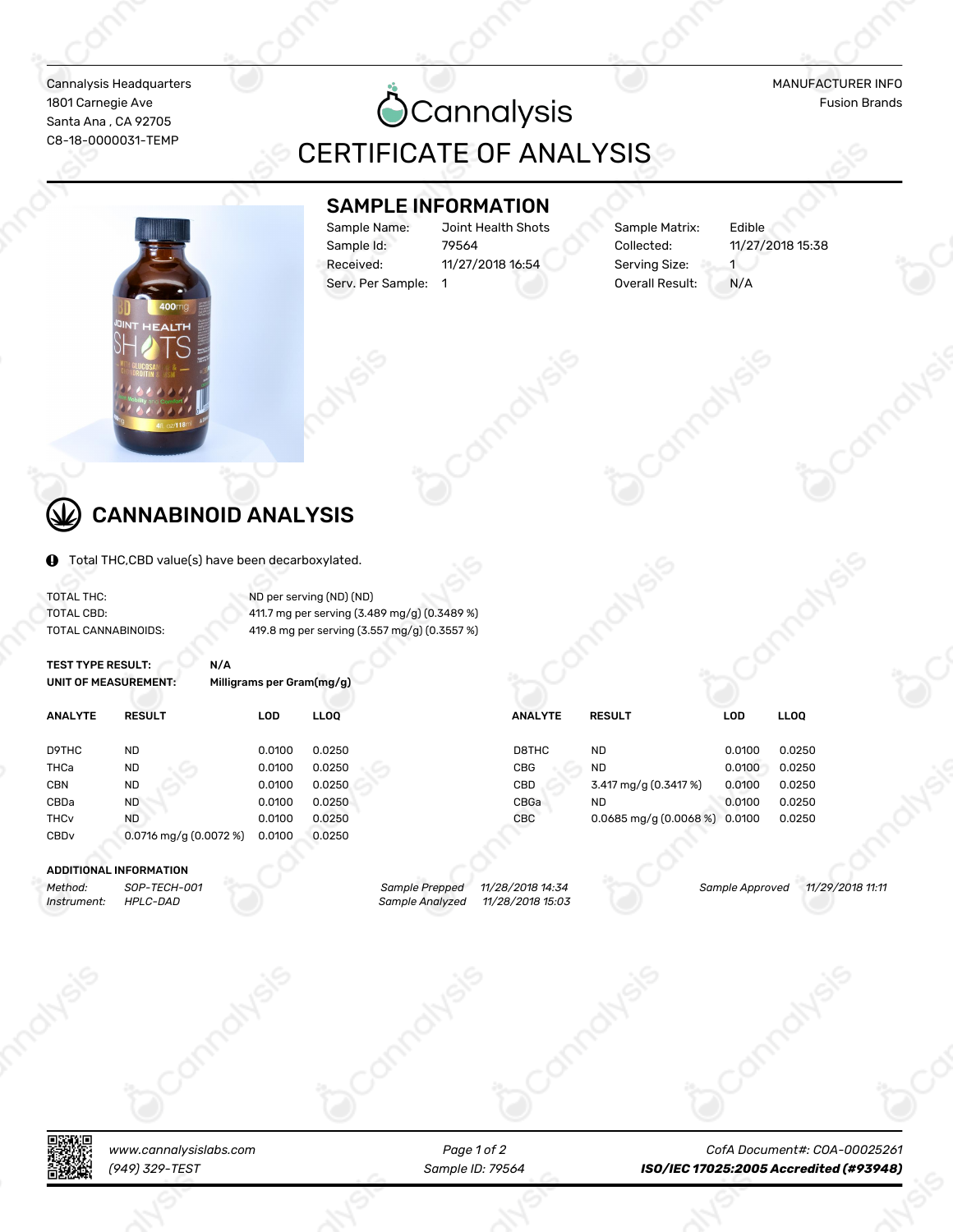Cannalysis Headquarters
1801 Carnegie Ave
Santa Ana , CA 92705
C8-18-0000031-TEMP

MANUFACTURER INFO
Fusion Brands

# Cannalysis
# CERTIFICATE OF ANALYSIS

## SAMPLE INFORMATION

| | | | |
|---|---|---|---|
| Sample Name: | Joint Health Shots | Sample Matrix: | Edible |
| Sample Id: | 79564 | Collected: | 11/27/2018 15:38 |
| Received: | 11/27/2018 16:54 | Serving Size: | 1 |
| Serv. Per Sample: | 1 | Overall Result: | N/A |

## CANNABINOID ANALYSIS

Total THC,CBD value(s) have been decarboxylated.

| | |
|---|---|
| TOTAL THC: | ND per serving (ND) (ND) |
| TOTAL CBD: | 411.7 mg per serving (3.489 mg/g) (0.3489 %) |
| TOTAL CANNABINOIDS: | 419.8 mg per serving (3.557 mg/g) (0.3557 %) |

**TEST TYPE RESULT:** N/A
**UNIT OF MEASUREMENT:** Milligrams per Gram(mg/g)

| ANALYTE | RESULT | LOD | LLOQ | ANALYTE | RESULT | LOD | LLOQ |
|---|---|---|---|---|---|---|---|
| D9THC | ND | 0.0100 | 0.0250 | D8THC | ND | 0.0100 | 0.0250 |
| THCa | ND | 0.0100 | 0.0250 | CBG | ND | 0.0100 | 0.0250 |
| CBN | ND | 0.0100 | 0.0250 | CBD | 3.417 mg/g (0.3417 %) | 0.0100 | 0.0250 |
| CBDa | ND | 0.0100 | 0.0250 | CBGa | ND | 0.0100 | 0.0250 |
| THCv | ND | 0.0100 | 0.0250 | CBC | 0.0685 mg/g (0.0068 %) | 0.0100 | 0.0250 |
| CBDv | 0.0716 mg/g (0.0072 %) | 0.0100 | 0.0250 | | | | |

**ADDITIONAL INFORMATION**

| | | | | | |
|---|---|---|---|---|---|
| *Method:* | *SOP-TECH-001* | *Sample Prepped* | *11/28/2018 14:34* | *Sample Approved* | *11/29/2018 11:11* |
| *Instrument:* | *HPLC-DAD* | *Sample Analyzed* | *11/28/2018 15:03* | | |

*www.cannalysislabs.com*
*(949) 329-TEST*

*Sample ID: 79564*

*CofA Document#: COA-00025261*
***ISO/IEC 17025:2005 Accredited (#93948)***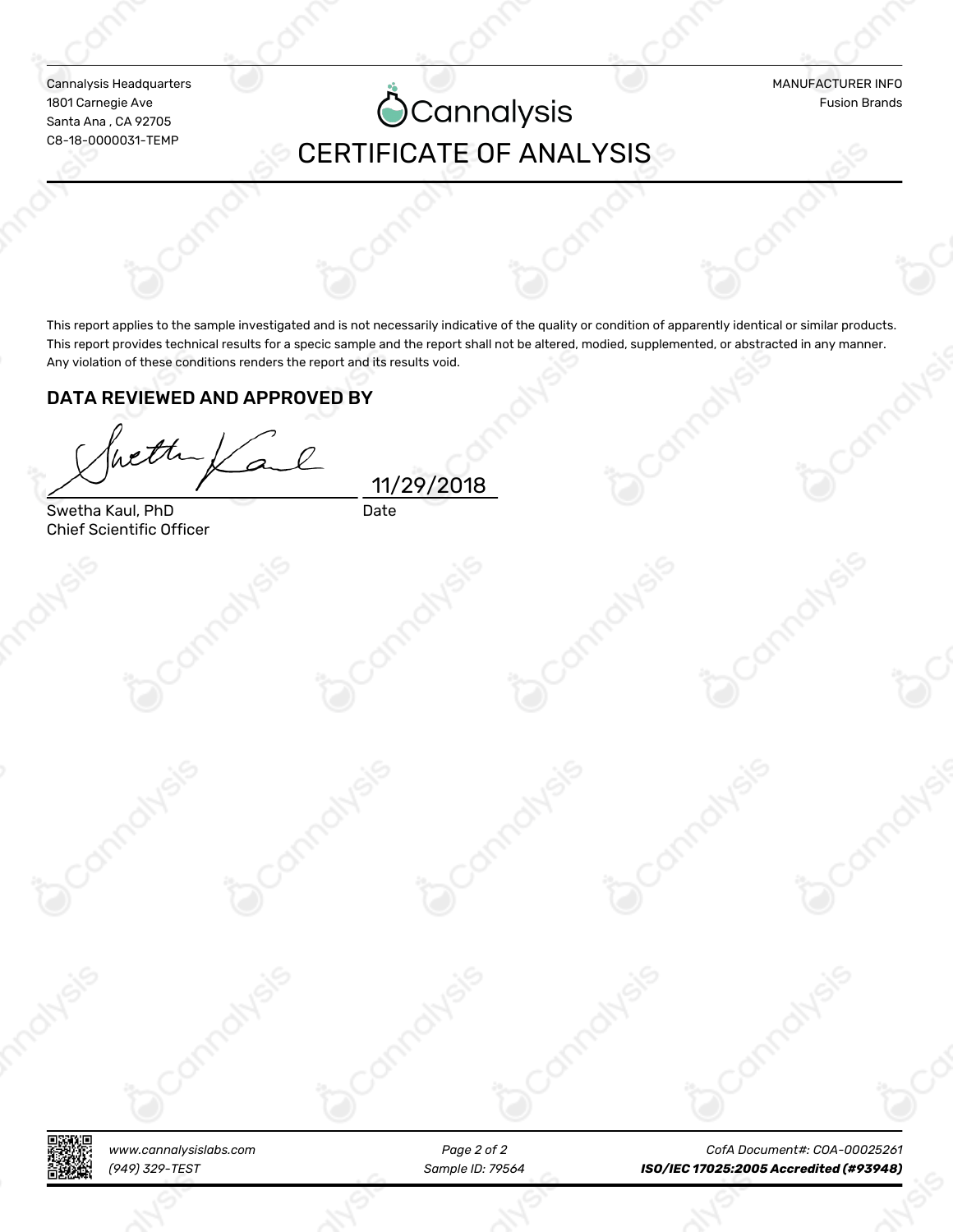Cannalysis Headquarters
1801 Carnegie Ave
Santa Ana , CA 92705
C8-18-0000031-TEMP

Cannalysis

# CERTIFICATE OF ANALYSIS

MANUFACTURER INFO
Fusion Brands

This report applies to the sample investigated and is not necessarily indicative of the quality or condition of apparently identical or similar products. This report provides technical results for a specic sample and the report shall not be altered, modied, supplemented, or abstracted in any manner. Any violation of these conditions renders the report and its results void.

## DATA REVIEWED AND APPROVED BY

Swetha Kaul, PhD
Chief Scientific Officer

11/29/2018
Date

www.cannalysislabs.com
(949) 329-TEST

Sample ID: 79564

CofA Document#: COA-00025261
**ISO/IEC 17025:2005 Accredited (#93948)**